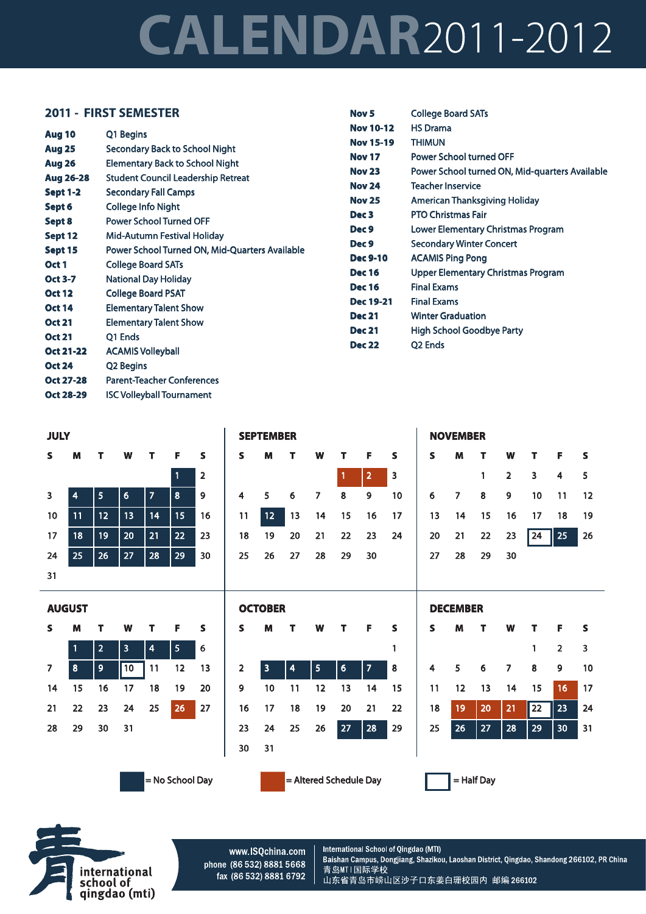# CALENDAR 2011-2012

## 2011 - FIRST SEMESTER

| Date | Event |
|---|---|
| **Aug 10** | Q1 Begins |
| **Aug 25** | Secondary Back to School Night |
| **Aug 26** | Elementary Back to School Night |
| **Aug 26-28** | Student Council Leadership Retreat |
| **Sept 1-2** | Secondary Fall Camps |
| **Sept 6** | College Info Night |
| **Sept 8** | Power School Turned OFF |
| **Sept 12** | Mid-Autumn Festival Holiday |
| **Sept 15** | Power School Turned ON, Mid-Quarters Available |
| **Oct 1** | College Board SATs |
| **Oct 3-7** | National Day Holiday |
| **Oct 12** | College Board PSAT |
| **Oct 14** | Elementary Talent Show |
| **Oct 21** | Elementary Talent Show |
| **Oct 21** | Q1 Ends |
| **Oct 21-22** | ACAMIS Volleyball |
| **Oct 24** | Q2 Begins |
| **Oct 27-28** | Parent-Teacher Conferences |
| **Oct 28-29** | ISC Volleyball Tournament |
| **Nov 5** | College Board SATs |
| **Nov 10-12** | HS Drama |
| **Nov 15-19** | THIMUN |
| **Nov 17** | Power School turned OFF |
| **Nov 23** | Power School turned ON, Mid-quarters Available |
| **Nov 24** | Teacher Inservice |
| **Nov 25** | American Thanksgiving Holiday |
| **Dec 3** | PTO Christmas Fair |
| **Dec 9** | Lower Elementary Christmas Program |
| **Dec 9** | Secondary Winter Concert |
| **Dec 9-10** | ACAMIS Ping Pong |
| **Dec 16** | Upper Elementary Christmas Program |
| **Dec 16** | Final Exams |
| **Dec 19-21** | Final Exams |
| **Dec 21** | Winter Graduation |
| **Dec 21** | High School Goodbye Party |
| **Dec 22** | Q2 Ends |

### JULY

| S | M | T | W | T | F | S |
|---|---|---|---|---|---|---|
| | | | | | 1 | 2 |
| 3 | 4 | 5 | 6 | 7 | 8 | 9 |
| 10 | 11 | 12 | 13 | 14 | 15 | 16 |
| 17 | 18 | 19 | 20 | 21 | 22 | 23 |
| 24 | 25 | 26 | 27 | 28 | 29 | 30 |
| 31 | | | | | | |

No School Days: 1, 4–8, 11–15, 18–22, 25–29

### SEPTEMBER

| S | M | T | W | T | F | S |
|---|---|---|---|---|---|---|
| | | | | 1 | 2 | 3 |
| 4 | 5 | 6 | 7 | 8 | 9 | 10 |
| 11 | 12 | 13 | 14 | 15 | 16 | 17 |
| 18 | 19 | 20 | 21 | 22 | 23 | 24 |
| 25 | 26 | 27 | 28 | 29 | 30 | |

No School Day: 12; Altered Schedule Days: 1, 2

### NOVEMBER

| S | M | T | W | T | F | S |
|---|---|---|---|---|---|---|
| | | 1 | 2 | 3 | 4 | 5 |
| 6 | 7 | 8 | 9 | 10 | 11 | 12 |
| 13 | 14 | 15 | 16 | 17 | 18 | 19 |
| 20 | 21 | 22 | 23 | 24 | 25 | 26 |
| 27 | 28 | 29 | 30 | | | |

No School Day: 25; Half Day: 24

### AUGUST

| S | M | T | W | T | F | S |
|---|---|---|---|---|---|---|
| | 1 | 2 | 3 | 4 | 5 | 6 |
| 7 | 8 | 9 | 10 | 11 | 12 | 13 |
| 14 | 15 | 16 | 17 | 18 | 19 | 20 |
| 21 | 22 | 23 | 24 | 25 | 26 | 27 |
| 28 | 29 | 30 | 31 | | | |

No School Days: 1–5, 8, 9; Half Day: 10; Altered Schedule Day: 26

### OCTOBER

| S | M | T | W | T | F | S |
|---|---|---|---|---|---|---|
| | | | | | | 1 |
| 2 | 3 | 4 | 5 | 6 | 7 | 8 |
| 9 | 10 | 11 | 12 | 13 | 14 | 15 |
| 16 | 17 | 18 | 19 | 20 | 21 | 22 |
| 23 | 24 | 25 | 26 | 27 | 28 | 29 |
| 30 | 31 | | | | | |

No School Days: 3–7, 27, 28

### DECEMBER

| S | M | T | W | T | F | S |
|---|---|---|---|---|---|---|
| | | | | 1 | 2 | 3 |
| 4 | 5 | 6 | 7 | 8 | 9 | 10 |
| 11 | 12 | 13 | 14 | 15 | 16 | 17 |
| 18 | 19 | 20 | 21 | 22 | 23 | 24 |
| 25 | 26 | 27 | 28 | 29 | 30 | 31 |

Altered Schedule Days: 16, 19, 20, 21; Half Day: 22; No School Days: 23, 26–30

= No School Day = Altered Schedule Day = Half Day

international school of qingdao (mti)

www.ISQchina.com
phone (86 532) 8881 5668
fax (86 532) 8881 6792

International School of Qingdao (MTI)
Baishan Campus, Dongjiang, Shazikou, Laoshan District, Qingdao, Shandong 266102, PR China
青岛MTI 国际学校
山东省青岛市崂山区沙子口东姜白珊校园内 邮编 266102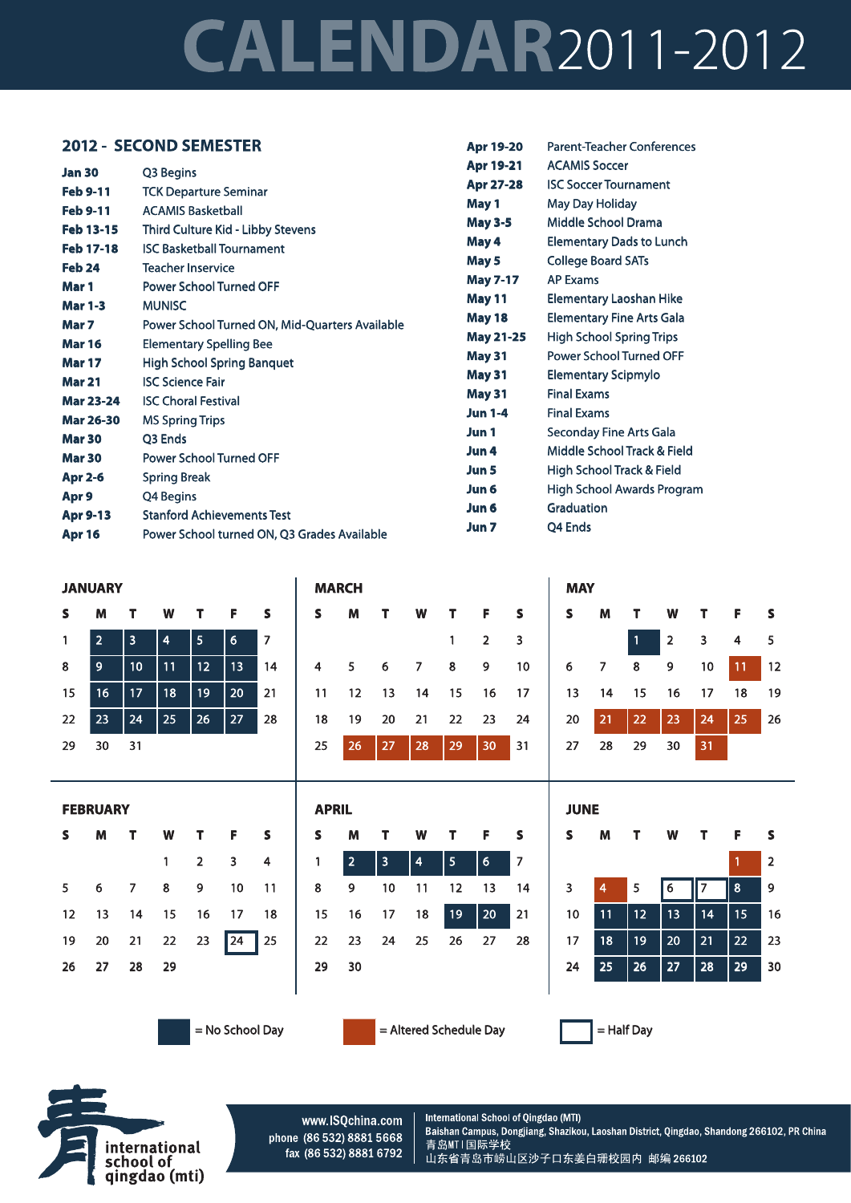# CALENDAR 2011-2012

## 2012 - SECOND SEMESTER

| | |
|---|---|
| **Jan 30** | Q3 Begins |
| **Feb 9-11** | TCK Departure Seminar |
| **Feb 9-11** | ACAMIS Basketball |
| **Feb 13-15** | Third Culture Kid - Libby Stevens |
| **Feb 17-18** | ISC Basketball Tournament |
| **Feb 24** | Teacher Inservice |
| **Mar 1** | Power School Turned OFF |
| **Mar 1-3** | MUNISC |
| **Mar 7** | Power School Turned ON, Mid-Quarters Available |
| **Mar 16** | Elementary Spelling Bee |
| **Mar 17** | High School Spring Banquet |
| **Mar 21** | ISC Science Fair |
| **Mar 23-24** | ISC Choral Festival |
| **Mar 26-30** | MS Spring Trips |
| **Mar 30** | Q3 Ends |
| **Mar 30** | Power School Turned OFF |
| **Apr 2-6** | Spring Break |
| **Apr 9** | Q4 Begins |
| **Apr 9-13** | Stanford Achievements Test |
| **Apr 16** | Power School turned ON, Q3 Grades Available |
| **Apr 19-20** | Parent-Teacher Conferences |
| **Apr 19-21** | ACAMIS Soccer |
| **Apr 27-28** | ISC Soccer Tournament |
| **May 1** | May Day Holiday |
| **May 3-5** | Middle School Drama |
| **May 4** | Elementary Dads to Lunch |
| **May 5** | College Board SATs |
| **May 7-17** | AP Exams |
| **May 11** | Elementary Laoshan Hike |
| **May 18** | Elementary Fine Arts Gala |
| **May 21-25** | High School Spring Trips |
| **May 31** | Power School Turned OFF |
| **May 31** | Elementary Scipmylo |
| **May 31** | Final Exams |
| **Jun 1-4** | Final Exams |
| **Jun 1** | Seconday Fine Arts Gala |
| **Jun 4** | Middle School Track & Field |
| **Jun 5** | High School Track & Field |
| **Jun 6** | High School Awards Program |
| **Jun 6** | Graduation |
| **Jun 7** | Q4 Ends |

### JANUARY

| S | M | T | W | T | F | S |
|---|---|---|---|---|---|---|
| 1 | 2 | 3 | 4 | 5 | 6 | 7 |
| 8 | 9 | 10 | 11 | 12 | 13 | 14 |
| 15 | 16 | 17 | 18 | 19 | 20 | 21 |
| 22 | 23 | 24 | 25 | 26 | 27 | 28 |
| 29 | 30 | 31 | | | | |

### MARCH

| S | M | T | W | T | F | S |
|---|---|---|---|---|---|---|
| | | | | 1 | 2 | 3 |
| 4 | 5 | 6 | 7 | 8 | 9 | 10 |
| 11 | 12 | 13 | 14 | 15 | 16 | 17 |
| 18 | 19 | 20 | 21 | 22 | 23 | 24 |
| 25 | 26 | 27 | 28 | 29 | 30 | 31 |

### MAY

| S | M | T | W | T | F | S |
|---|---|---|---|---|---|---|
| | | 1 | 2 | 3 | 4 | 5 |
| 6 | 7 | 8 | 9 | 10 | 11 | 12 |
| 13 | 14 | 15 | 16 | 17 | 18 | 19 |
| 20 | 21 | 22 | 23 | 24 | 25 | 26 |
| 27 | 28 | 29 | 30 | 31 | | |

### FEBRUARY

| S | M | T | W | T | F | S |
|---|---|---|---|---|---|---|
| | | | 1 | 2 | 3 | 4 |
| 5 | 6 | 7 | 8 | 9 | 10 | 11 |
| 12 | 13 | 14 | 15 | 16 | 17 | 18 |
| 19 | 20 | 21 | 22 | 23 | 24 | 25 |
| 26 | 27 | 28 | 29 | | | |

### APRIL

| S | M | T | W | T | F | S |
|---|---|---|---|---|---|---|
| 1 | 2 | 3 | 4 | 5 | 6 | 7 |
| 8 | 9 | 10 | 11 | 12 | 13 | 14 |
| 15 | 16 | 17 | 18 | 19 | 20 | 21 |
| 22 | 23 | 24 | 25 | 26 | 27 | 28 |
| 29 | 30 | | | | | |

### JUNE

| S | M | T | W | T | F | S |
|---|---|---|---|---|---|---|
| | | | | | 1 | 2 |
| 3 | 4 | 5 | 6 | 7 | 8 | 9 |
| 10 | 11 | 12 | 13 | 14 | 15 | 16 |
| 17 | 18 | 19 | 20 | 21 | 22 | 23 |
| 24 | 25 | 26 | 27 | 28 | 29 | 30 |

= No School Day    = Altered Schedule Day    = Half Day

international school of qingdao (mti)

www.ISQchina.com
phone (86 532) 8881 5668
fax (86 532) 8881 6792

International School of Qingdao (MTI)
Baishan Campus, Dongjiang, Shazikou, Laoshan District, Qingdao, Shandong 266102, PR China
青岛MTI国际学校
山东省青岛市崂山区沙子口东姜白珊校园内 邮编 266102